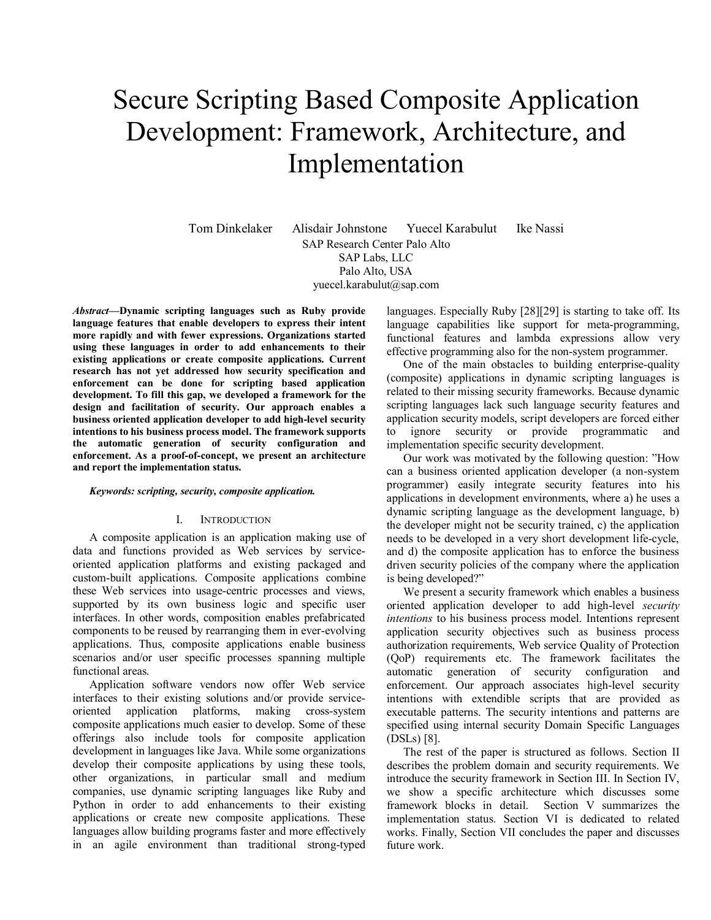# Secure Scripting Based Composite Application Development: Framework, Architecture, and Implementation

Tom Dinkelaker Alisdair Johnstone Yuecel Karabulut Ike Nassi
SAP Research Center Palo Alto
SAP Labs, LLC
Palo Alto, USA
yuecel.karabulut@sap.com

***Abstract*—Dynamic scripting languages such as Ruby provide language features that enable developers to express their intent more rapidly and with fewer expressions. Organizations started using these languages in order to add enhancements to their existing applications or create composite applications. Current research has not yet addressed how security specification and enforcement can be done for scripting based application development. To fill this gap, we developed a framework for the design and facilitation of security. Our approach enables a business oriented application developer to add high-level security intentions to his business process model. The framework supports the automatic generation of security configuration and enforcement. As a proof-of-concept, we present an architecture and report the implementation status.**

***Keywords: scripting, security, composite application.***

## I. INTRODUCTION

A composite application is an application making use of data and functions provided as Web services by service-oriented application platforms and existing packaged and custom-built applications. Composite applications combine these Web services into usage-centric processes and views, supported by its own business logic and specific user interfaces. In other words, composition enables prefabricated components to be reused by rearranging them in ever-evolving applications. Thus, composite applications enable business scenarios and/or user specific processes spanning multiple functional areas.

Application software vendors now offer Web service interfaces to their existing solutions and/or provide service-oriented application platforms, making cross-system composite applications much easier to develop. Some of these offerings also include tools for composite application development in languages like Java. While some organizations develop their composite applications by using these tools, other organizations, in particular small and medium companies, use dynamic scripting languages like Ruby and Python in order to add enhancements to their existing applications or create new composite applications. These languages allow building programs faster and more effectively in an agile environment than traditional strong-typed languages. Especially Ruby [28][29] is starting to take off. Its language capabilities like support for meta-programming, functional features and lambda expressions allow very effective programming also for the non-system programmer.

One of the main obstacles to building enterprise-quality (composite) applications in dynamic scripting languages is related to their missing security frameworks. Because dynamic scripting languages lack such language security features and application security models, script developers are forced either to ignore security or provide programmatic and implementation specific security development.

Our work was motivated by the following question: "How can a business oriented application developer (a non-system programmer) easily integrate security features into his applications in development environments, where a) he uses a dynamic scripting language as the development language, b) the developer might not be security trained, c) the application needs to be developed in a very short development life-cycle, and d) the composite application has to enforce the business driven security policies of the company where the application is being developed?"

We present a security framework which enables a business oriented application developer to add high-level *security intentions* to his business process model. Intentions represent application security objectives such as business process authorization requirements, Web service Quality of Protection (QoP) requirements etc. The framework facilitates the automatic generation of security configuration and enforcement. Our approach associates high-level security intentions with extendible scripts that are provided as executable patterns. The security intentions and patterns are specified using internal security Domain Specific Languages (DSLs) [8].

The rest of the paper is structured as follows. Section II describes the problem domain and security requirements. We introduce the security framework in Section III. In Section IV, we show a specific architecture which discusses some framework blocks in detail. Section V summarizes the implementation status. Section VI is dedicated to related works. Finally, Section VII concludes the paper and discusses future work.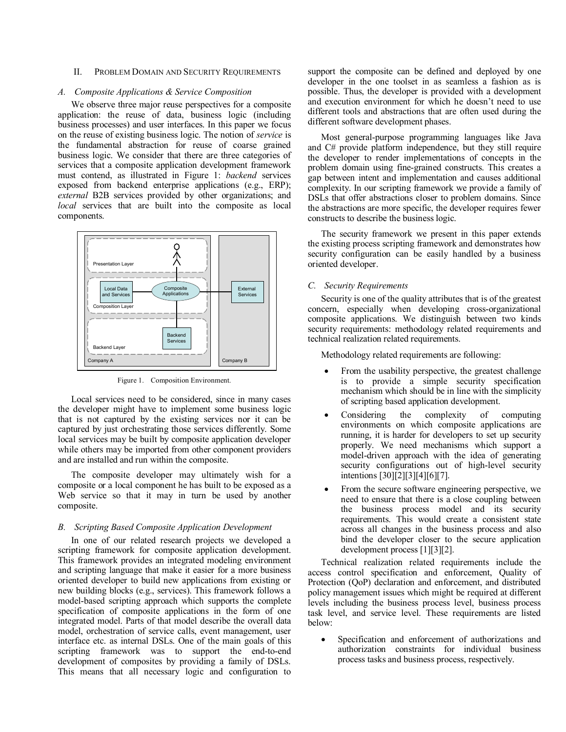## II. Problem Domain and Security Requirements

### *A. Composite Applications & Service Composition*

We observe three major reuse perspectives for a composite application: the reuse of data, business logic (including business processes) and user interfaces. In this paper we focus on the reuse of existing business logic. The notion of *service* is the fundamental abstraction for reuse of coarse grained business logic. We consider that there are three categories of services that a composite application development framework must contend, as illustrated in Figure 1: *backend* services exposed from backend enterprise applications (e.g., ERP); *external* B2B services provided by other organizations; and *local* services that are built into the composite as local components.

Presentation Layer

Local Data and Services

Composite Applications

External Services

Composition Layer

Backend Services

Backend Layer

Company A

Company B

Figure 1. Composition Environment.

Local services need to be considered, since in many cases the developer might have to implement some business logic that is not captured by the existing services nor it can be captured by just orchestrating those services differently. Some local services may be built by composite application developer while others may be imported from other component providers and are installed and run within the composite.

The composite developer may ultimately wish for a composite or a local component he has built to be exposed as a Web service so that it may in turn be used by another composite.

### *B. Scripting Based Composite Application Development*

In one of our related research projects we developed a scripting framework for composite application development. This framework provides an integrated modeling environment and scripting language that make it easier for a more business oriented developer to build new applications from existing or new building blocks (e.g., services). This framework follows a model-based scripting approach which supports the complete specification of composite applications in the form of one integrated model. Parts of that model describe the overall data model, orchestration of service calls, event management, user interface etc. as internal DSLs. One of the main goals of this scripting framework was to support the end-to-end development of composites by providing a family of DSLs. This means that all necessary logic and configuration to support the composite can be defined and deployed by one developer in the one toolset in as seamless a fashion as is possible. Thus, the developer is provided with a development and execution environment for which he doesn't need to use different tools and abstractions that are often used during the different software development phases.

Most general-purpose programming languages like Java and C# provide platform independence, but they still require the developer to render implementations of concepts in the problem domain using fine-grained constructs. This creates a gap between intent and implementation and causes additional complexity. In our scripting framework we provide a family of DSLs that offer abstractions closer to problem domains. Since the abstractions are more specific, the developer requires fewer constructs to describe the business logic.

The security framework we present in this paper extends the existing process scripting framework and demonstrates how security configuration can be easily handled by a business oriented developer.

### *C. Security Requirements*

Security is one of the quality attributes that is of the greatest concern, especially when developing cross-organizational composite applications. We distinguish between two kinds security requirements: methodology related requirements and technical realization related requirements.

Methodology related requirements are following:

- From the usability perspective, the greatest challenge is to provide a simple security specification mechanism which should be in line with the simplicity of scripting based application development.
- Considering the complexity of computing environments on which composite applications are running, it is harder for developers to set up security properly. We need mechanisms which support a model-driven approach with the idea of generating security configurations out of high-level security intentions [30][2][3][4][6][7].
- From the secure software engineering perspective, we need to ensure that there is a close coupling between the business process model and its security requirements. This would create a consistent state across all changes in the business process and also bind the developer closer to the secure application development process [1][3][2].

Technical realization related requirements include the access control specification and enforcement, Quality of Protection (QoP) declaration and enforcement, and distributed policy management issues which might be required at different levels including the business process level, business process task level, and service level. These requirements are listed below:

- Specification and enforcement of authorizations and authorization constraints for individual business process tasks and business process, respectively.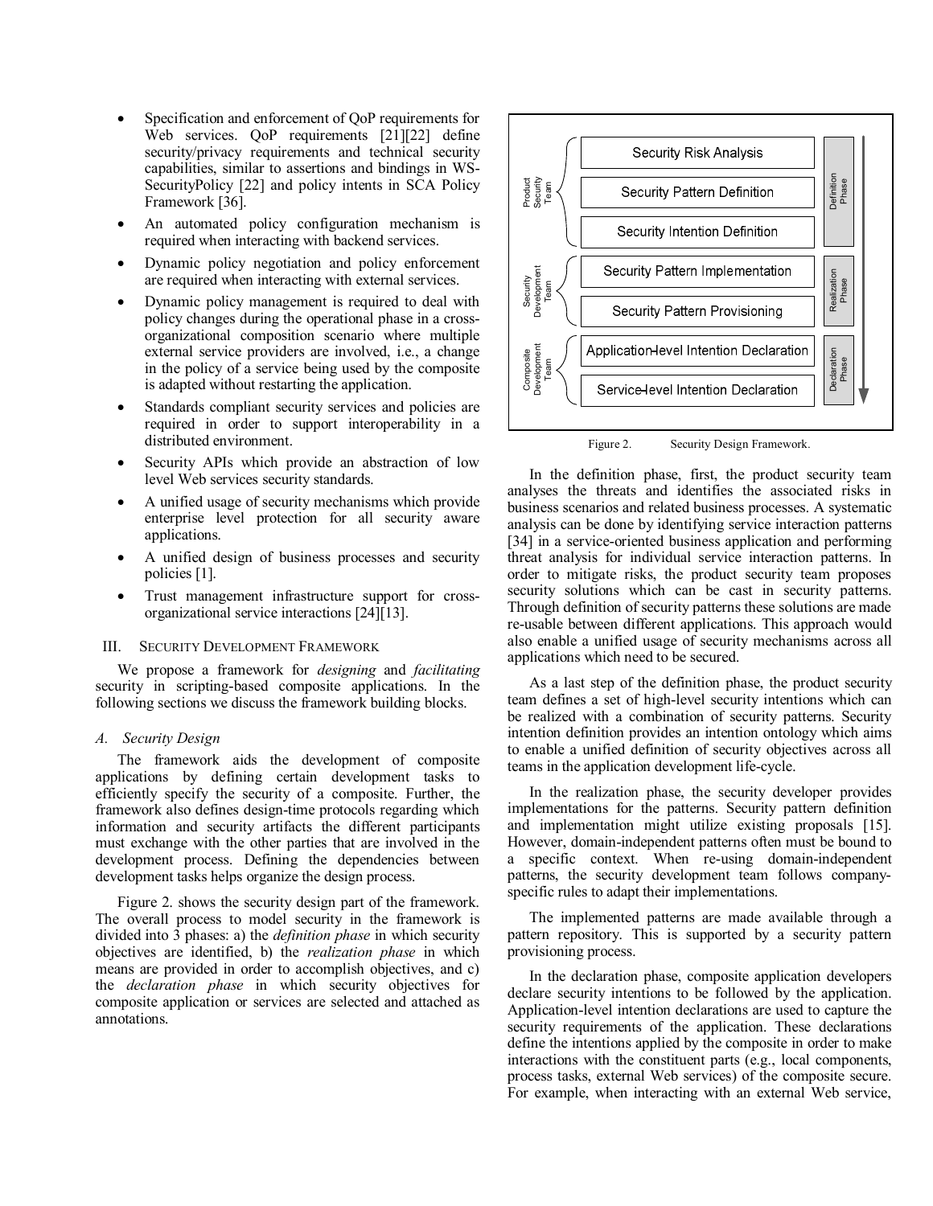- Specification and enforcement of QoP requirements for Web services. QoP requirements [21][22] define security/privacy requirements and technical security capabilities, similar to assertions and bindings in WS-SecurityPolicy [22] and policy intents in SCA Policy Framework [36].
- An automated policy configuration mechanism is required when interacting with backend services.
- Dynamic policy negotiation and policy enforcement are required when interacting with external services.
- Dynamic policy management is required to deal with policy changes during the operational phase in a cross-organizational composition scenario where multiple external service providers are involved, i.e., a change in the policy of a service being used by the composite is adapted without restarting the application.
- Standards compliant security services and policies are required in order to support interoperability in a distributed environment.
- Security APIs which provide an abstraction of low level Web services security standards.
- A unified usage of security mechanisms which provide enterprise level protection for all security aware applications.
- A unified design of business processes and security policies [1].
- Trust management infrastructure support for cross-organizational service interactions [24][13].

## III. Security Development Framework

We propose a framework for *designing* and *facilitating* security in scripting-based composite applications. In the following sections we discuss the framework building blocks.

### A. Security Design

The framework aids the development of composite applications by defining certain development tasks to efficiently specify the security of a composite. Further, the framework also defines design-time protocols regarding which information and security artifacts the different participants must exchange with the other parties that are involved in the development process. Defining the dependencies between development tasks helps organize the design process.

Figure 2. shows the security design part of the framework. The overall process to model security in the framework is divided into 3 phases: a) the *definition phase* in which security objectives are identified, b) the *realization phase* in which means are provided in order to accomplish objectives, and c) the *declaration phase* in which security objectives for composite application or services are selected and attached as annotations.

Product Security Team: Security Risk Analysis; Security Pattern Definition; Security Intention Definition — Definition Phase

Security Development Team: Security Pattern Implementation; Security Pattern Provisioning — Realization Phase

Composite Development Team: Application-level Intention Declaration; Service-level Intention Declaration — Declaration Phase

Figure 2. Security Design Framework.

In the definition phase, first, the product security team analyses the threats and identifies the associated risks in business scenarios and related business processes. A systematic analysis can be done by identifying service interaction patterns [34] in a service-oriented business application and performing threat analysis for individual service interaction patterns. In order to mitigate risks, the product security team proposes security solutions which can be cast in security patterns. Through definition of security patterns these solutions are made re-usable between different applications. This approach would also enable a unified usage of security mechanisms across all applications which need to be secured.

As a last step of the definition phase, the product security team defines a set of high-level security intentions which can be realized with a combination of security patterns. Security intention definition provides an intention ontology which aims to enable a unified definition of security objectives across all teams in the application development life-cycle.

In the realization phase, the security developer provides implementations for the patterns. Security pattern definition and implementation might utilize existing proposals [15]. However, domain-independent patterns often must be bound to a specific context. When re-using domain-independent patterns, the security development team follows company-specific rules to adapt their implementations.

The implemented patterns are made available through a pattern repository. This is supported by a security pattern provisioning process.

In the declaration phase, composite application developers declare security intentions to be followed by the application. Application-level intention declarations are used to capture the security requirements of the application. These declarations define the intentions applied by the composite in order to make interactions with the constituent parts (e.g., local components, process tasks, external Web services) of the composite secure. For example, when interacting with an external Web service,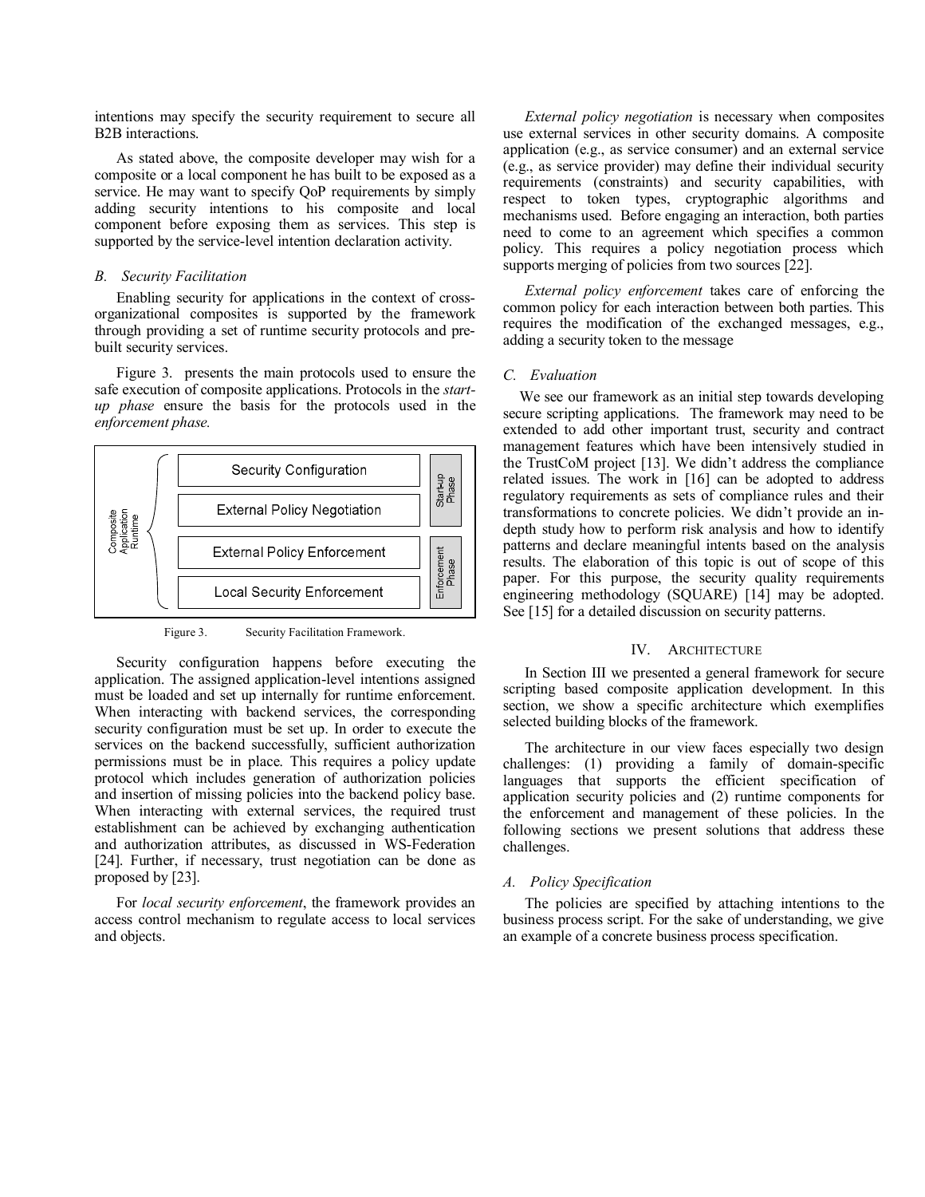intentions may specify the security requirement to secure all B2B interactions.

As stated above, the composite developer may wish for a composite or a local component he has built to be exposed as a service. He may want to specify QoP requirements by simply adding security intentions to his composite and local component before exposing them as services. This step is supported by the service-level intention declaration activity.

### B. Security Facilitation

Enabling security for applications in the context of cross-organizational composites is supported by the framework through providing a set of runtime security protocols and pre-built security services.

Figure 3. presents the main protocols used to ensure the safe execution of composite applications. Protocols in the *start-up phase* ensure the basis for the protocols used in the *enforcement phase.*

Composite Application Runtime

| Protocol | Phase |
|---|---|
| Security Configuration | Start-up Phase |
| External Policy Negotiation | Start-up Phase |
| External Policy Enforcement | Enforcement Phase |
| Local Security Enforcement | Enforcement Phase |

Figure 3. Security Facilitation Framework.

Security configuration happens before executing the application. The assigned application-level intentions assigned must be loaded and set up internally for runtime enforcement. When interacting with backend services, the corresponding security configuration must be set up. In order to execute the services on the backend successfully, sufficient authorization permissions must be in place. This requires a policy update protocol which includes generation of authorization policies and insertion of missing policies into the backend policy base. When interacting with external services, the required trust establishment can be achieved by exchanging authentication and authorization attributes, as discussed in WS-Federation [24]. Further, if necessary, trust negotiation can be done as proposed by [23].

For *local security enforcement*, the framework provides an access control mechanism to regulate access to local services and objects.

*External policy negotiation* is necessary when composites use external services in other security domains. A composite application (e.g., as service consumer) and an external service (e.g., as service provider) may define their individual security requirements (constraints) and security capabilities, with respect to token types, cryptographic algorithms and mechanisms used. Before engaging an interaction, both parties need to come to an agreement which specifies a common policy. This requires a policy negotiation process which supports merging of policies from two sources [22].

*External policy enforcement* takes care of enforcing the common policy for each interaction between both parties. This requires the modification of the exchanged messages, e.g., adding a security token to the message

### C. Evaluation

We see our framework as an initial step towards developing secure scripting applications. The framework may need to be extended to add other important trust, security and contract management features which have been intensively studied in the TrustCoM project [13]. We didn't address the compliance related issues. The work in [16] can be adopted to address regulatory requirements as sets of compliance rules and their transformations to concrete policies. We didn't provide an in-depth study how to perform risk analysis and how to identify patterns and declare meaningful intents based on the analysis results. The elaboration of this topic is out of scope of this paper. For this purpose, the security quality requirements engineering methodology (SQUARE) [14] may be adopted. See [15] for a detailed discussion on security patterns.

## IV. Architecture

In Section III we presented a general framework for secure scripting based composite application development. In this section, we show a specific architecture which exemplifies selected building blocks of the framework.

The architecture in our view faces especially two design challenges: (1) providing a family of domain-specific languages that supports the efficient specification of application security policies and (2) runtime components for the enforcement and management of these policies. In the following sections we present solutions that address these challenges.

### A. Policy Specification

The policies are specified by attaching intentions to the business process script. For the sake of understanding, we give an example of a concrete business process specification.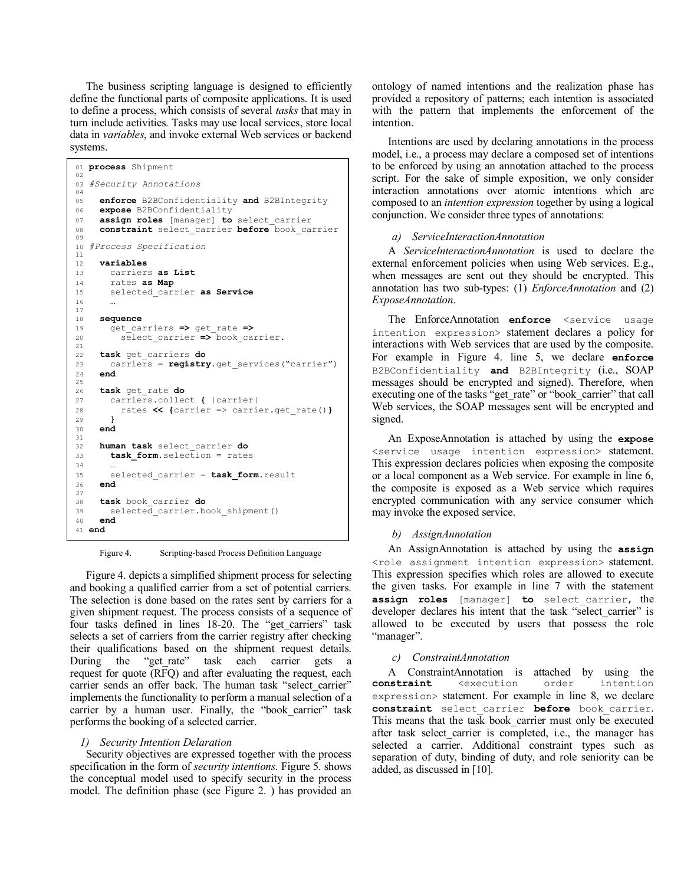The business scripting language is designed to efficiently define the functional parts of composite applications. It is used to define a process, which consists of several *tasks* that may in turn include activities. Tasks may use local services, store local data in *variables*, and invoke external Web services or backend systems.

```
01 process Shipment
02
03 #Security Annotations
04
05   enforce B2BConfidentiality and B2BIntegrity
06   expose B2BConfidentiality
07   assign roles [manager] to select_carrier
08   constraint select_carrier before book_carrier
09
10 #Process Specification
11
12   variables
13     carriers as List
14     rates as Map
15     selected_carrier as Service
16     …
17
18   sequence
19     get_carriers => get_rate =>
20       select_carrier => book_carrier.
21
22   task get_carriers do
23     carriers = registry.get_services("carrier")
24   end
25
26   task get_rate do
27     carriers.collect { |carrier|
28       rates << {carrier => carrier.get_rate()}
29     }
30   end
31
32   human task select_carrier do
33     task_form.selection = rates
34     …
35     selected_carrier = task_form.result
36   end
37
38   task book_carrier do
39     selected_carrier.book_shipment()
40   end
41 end
```

Figure 4. Scripting-based Process Definition Language

Figure 4. depicts a simplified shipment process for selecting and booking a qualified carrier from a set of potential carriers. The selection is done based on the rates sent by carriers for a given shipment request. The process consists of a sequence of four tasks defined in lines 18-20. The "get_carriers" task selects a set of carriers from the carrier registry after checking their qualifications based on the shipment request details. During the "get_rate" task each carrier gets a request for quote (RFQ) and after evaluating the request, each carrier sends an offer back. The human task "select_carrier" implements the functionality to perform a manual selection of a carrier by a human user. Finally, the "book_carrier" task performs the booking of a selected carrier.

#### *1) Security Intention Delaration*

Security objectives are expressed together with the process specification in the form of *security intentions*. Figure 5. shows the conceptual model used to specify security in the process model. The definition phase (see Figure 2. ) has provided an ontology of named intentions and the realization phase has provided a repository of patterns; each intention is associated with the pattern that implements the enforcement of the intention.

Intentions are used by declaring annotations in the process model, i.e., a process may declare a composed set of intentions to be enforced by using an annotation attached to the process script. For the sake of simple exposition, we only consider interaction annotations over atomic intentions which are composed to an *intention expression* together by using a logical conjunction. We consider three types of annotations:

##### *a) ServiceInteractionAnnotation*

A *ServiceInteractionAnnotation* is used to declare the external enforcement policies when using Web services. E.g., when messages are sent out they should be encrypted. This annotation has two sub-types: (1) *EnforceAnnotation* and (2) *ExposeAnnotation*.

The EnforceAnnotation **enforce** `<service usage intention expression>` statement declares a policy for interactions with Web services that are used by the composite. For example in Figure 4. line 5, we declare **enforce** `B2BConfidentiality` **and** `B2BIntegrity` (i.e., SOAP messages should be encrypted and signed). Therefore, when executing one of the tasks "get_rate" or "book_carrier" that call Web services, the SOAP messages sent will be encrypted and signed.

An ExposeAnnotation is attached by using the **expose** `<service usage intention expression>` statement. This expression declares policies when exposing the composite or a local component as a Web service. For example in line 6, the composite is exposed as a Web service which requires encrypted communication with any service consumer which may invoke the exposed service.

##### *b) AssignAnnotation*

An AssignAnnotation is attached by using the **assign** `<role assignment intention expression>` statement. This expression specifies which roles are allowed to execute the given tasks. For example in line 7 with the statement **assign roles** `[manager]` **to** `select_carrier`, the developer declares his intent that the task "select_carrier" is allowed to be executed by users that possess the role "manager".

##### *c) ConstraintAnnotation*

A ConstraintAnnotation is attached by using the **constraint** `<execution order intention expression>` statement. For example in line 8, we declare **constraint** `select_carrier` **before** `book_carrier`. This means that the task book_carrier must only be executed after task select_carrier is completed, i.e., the manager has selected a carrier. Additional constraint types such as separation of duty, binding of duty, and role seniority can be added, as discussed in [10].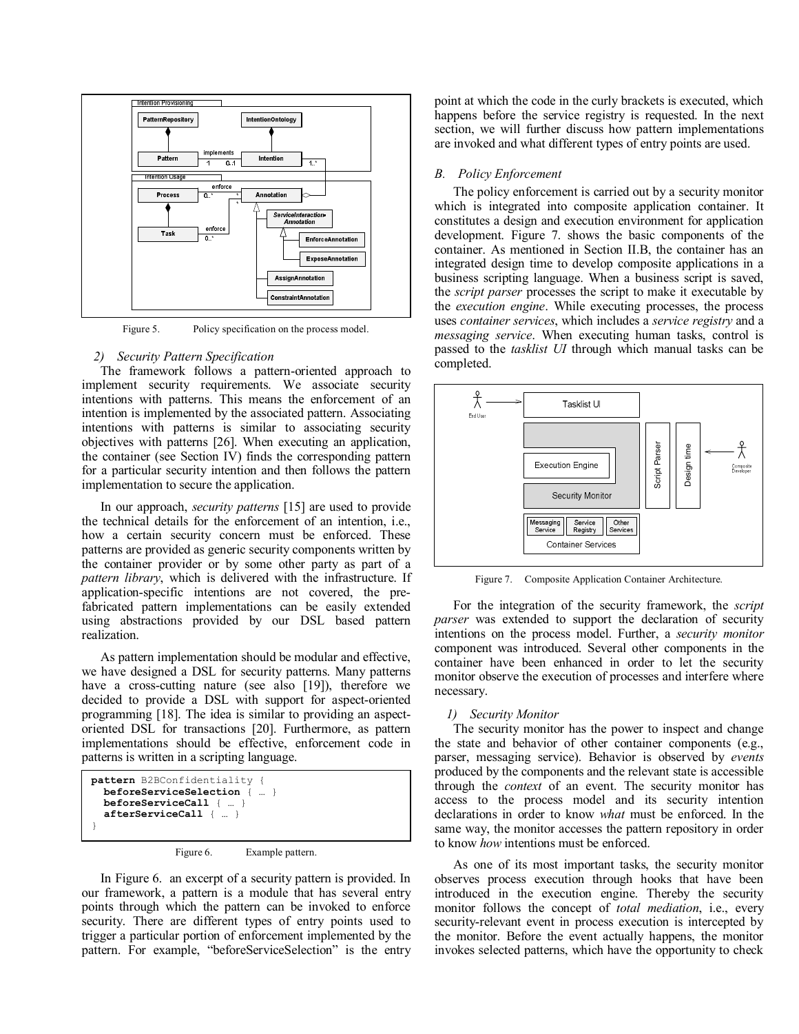Intention Provisioning

PatternRepository

IntentionOntology

Pattern

implements

1

0..1

Intention

1..*

Intention Usage

Process

enforce

0..*

*

Annotation

*

ServiceInteraction-Annotation

Task

enforce

0..*

EnforceAnnotation

ExposeAnnotation

AssignAnnotation

ConstraintAnnotation

Figure 5. Policy specification on the process model.

### 2) Security Pattern Specification

The framework follows a pattern-oriented approach to implement security requirements. We associate security intentions with patterns. This means the enforcement of an intention is implemented by the associated pattern. Associating intentions with patterns is similar to associating security objectives with patterns [26]. When executing an application, the container (see Section IV) finds the corresponding pattern for a particular security intention and then follows the pattern implementation to secure the application.

In our approach, *security patterns* [15] are used to provide the technical details for the enforcement of an intention, i.e., how a certain security concern must be enforced. These patterns are provided as generic security components written by the container provider or by some other party as part of a *pattern library*, which is delivered with the infrastructure. If application-specific intentions are not covered, the pre-fabricated pattern implementations can be easily extended using abstractions provided by our DSL based pattern realization.

As pattern implementation should be modular and effective, we have designed a DSL for security patterns. Many patterns have a cross-cutting nature (see also [19]), therefore we decided to provide a DSL with support for aspect-oriented programming [18]. The idea is similar to providing an aspect-oriented DSL for transactions [20]. Furthermore, as pattern implementations should be effective, enforcement code in patterns is written in a scripting language.

```
pattern B2BConfidentiality {
  beforeServiceSelection { … }
  beforeServiceCall { … }
  afterServiceCall { … }
}
```

Figure 6. Example pattern.

In Figure 6. an excerpt of a security pattern is provided. In our framework, a pattern is a module that has several entry points through which the pattern can be invoked to enforce security. There are different types of entry points used to trigger a particular portion of enforcement implemented by the pattern. For example, "beforeServiceSelection" is the entry point at which the code in the curly brackets is executed, which happens before the service registry is requested. In the next section, we will further discuss how pattern implementations are invoked and what different types of entry points are used.

## B. Policy Enforcement

The policy enforcement is carried out by a security monitor which is integrated into composite application container. It constitutes a design and execution environment for application development. Figure 7. shows the basic components of the container. As mentioned in Section II.B, the container has an integrated design time to develop composite applications in a business scripting language. When a business script is saved, the *script parser* processes the script to make it executable by the *execution engine*. While executing processes, the process uses *container services*, which includes a *service registry* and a *messaging service*. When executing human tasks, control is passed to the *tasklist UI* through which manual tasks can be completed.

End User

Tasklist UI

Execution Engine

Security Monitor

Script Parser

Design time

Composite Developer

Messaging Service

Service Registry

Other Services

Container Services

Figure 7. Composite Application Container Architecture.

For the integration of the security framework, the *script parser* was extended to support the declaration of security intentions on the process model. Further, a *security monitor* component was introduced. Several other components in the container have been enhanced in order to let the security monitor observe the execution of processes and interfere where necessary.

### 1) Security Monitor

The security monitor has the power to inspect and change the state and behavior of other container components (e.g., parser, messaging service). Behavior is observed by *events* produced by the components and the relevant state is accessible through the *context* of an event. The security monitor has access to the process model and its security intention declarations in order to know *what* must be enforced. In the same way, the monitor accesses the pattern repository in order to know *how* intentions must be enforced.

As one of its most important tasks, the security monitor observes process execution through hooks that have been introduced in the execution engine. Thereby the security monitor follows the concept of *total mediation*, i.e., every security-relevant event in process execution is intercepted by the monitor. Before the event actually happens, the monitor invokes selected patterns, which have the opportunity to check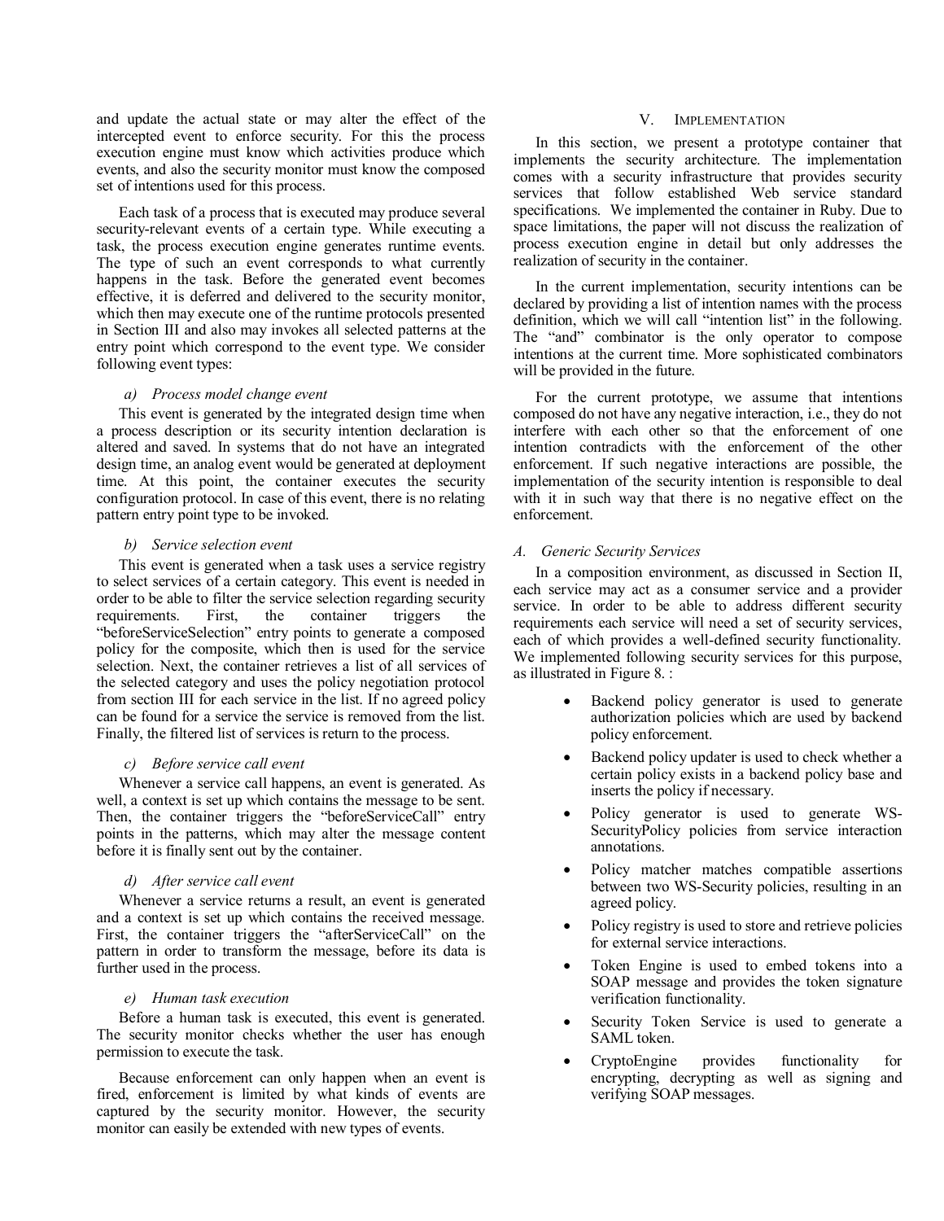and update the actual state or may alter the effect of the intercepted event to enforce security. For this the process execution engine must know which activities produce which events, and also the security monitor must know the composed set of intentions used for this process.

Each task of a process that is executed may produce several security-relevant events of a certain type. While executing a task, the process execution engine generates runtime events. The type of such an event corresponds to what currently happens in the task. Before the generated event becomes effective, it is deferred and delivered to the security monitor, which then may execute one of the runtime protocols presented in Section III and also may invokes all selected patterns at the entry point which correspond to the event type. We consider following event types:

*a) Process model change event*

This event is generated by the integrated design time when a process description or its security intention declaration is altered and saved. In systems that do not have an integrated design time, an analog event would be generated at deployment time. At this point, the container executes the security configuration protocol. In case of this event, there is no relating pattern entry point type to be invoked.

*b) Service selection event*

This event is generated when a task uses a service registry to select services of a certain category. This event is needed in order to be able to filter the service selection regarding security requirements. First, the container triggers the "beforeServiceSelection" entry points to generate a composed policy for the composite, which then is used for the service selection. Next, the container retrieves a list of all services of the selected category and uses the policy negotiation protocol from section III for each service in the list. If no agreed policy can be found for a service the service is removed from the list. Finally, the filtered list of services is return to the process.

*c) Before service call event*

Whenever a service call happens, an event is generated. As well, a context is set up which contains the message to be sent. Then, the container triggers the "beforeServiceCall" entry points in the patterns, which may alter the message content before it is finally sent out by the container.

*d) After service call event*

Whenever a service returns a result, an event is generated and a context is set up which contains the received message. First, the container triggers the "afterServiceCall" on the pattern in order to transform the message, before its data is further used in the process.

*e) Human task execution*

Before a human task is executed, this event is generated. The security monitor checks whether the user has enough permission to execute the task.

Because enforcement can only happen when an event is fired, enforcement is limited by what kinds of events are captured by the security monitor. However, the security monitor can easily be extended with new types of events.

# V. Implementation

In this section, we present a prototype container that implements the security architecture. The implementation comes with a security infrastructure that provides security services that follow established Web service standard specifications. We implemented the container in Ruby. Due to space limitations, the paper will not discuss the realization of process execution engine in detail but only addresses the realization of security in the container.

In the current implementation, security intentions can be declared by providing a list of intention names with the process definition, which we will call "intention list" in the following. The "and" combinator is the only operator to compose intentions at the current time. More sophisticated combinators will be provided in the future.

For the current prototype, we assume that intentions composed do not have any negative interaction, i.e., they do not interfere with each other so that the enforcement of one intention contradicts with the enforcement of the other enforcement. If such negative interactions are possible, the implementation of the security intention is responsible to deal with it in such way that there is no negative effect on the enforcement.

## A. Generic Security Services

In a composition environment, as discussed in Section II, each service may act as a consumer service and a provider service. In order to be able to address different security requirements each service will need a set of security services, each of which provides a well-defined security functionality. We implemented following security services for this purpose, as illustrated in Figure 8. :

- Backend policy generator is used to generate authorization policies which are used by backend policy enforcement.
- Backend policy updater is used to check whether a certain policy exists in a backend policy base and inserts the policy if necessary.
- Policy generator is used to generate WS-SecurityPolicy policies from service interaction annotations.
- Policy matcher matches compatible assertions between two WS-Security policies, resulting in an agreed policy.
- Policy registry is used to store and retrieve policies for external service interactions.
- Token Engine is used to embed tokens into a SOAP message and provides the token signature verification functionality.
- Security Token Service is used to generate a SAML token.
- CryptoEngine provides functionality for encrypting, decrypting as well as signing and verifying SOAP messages.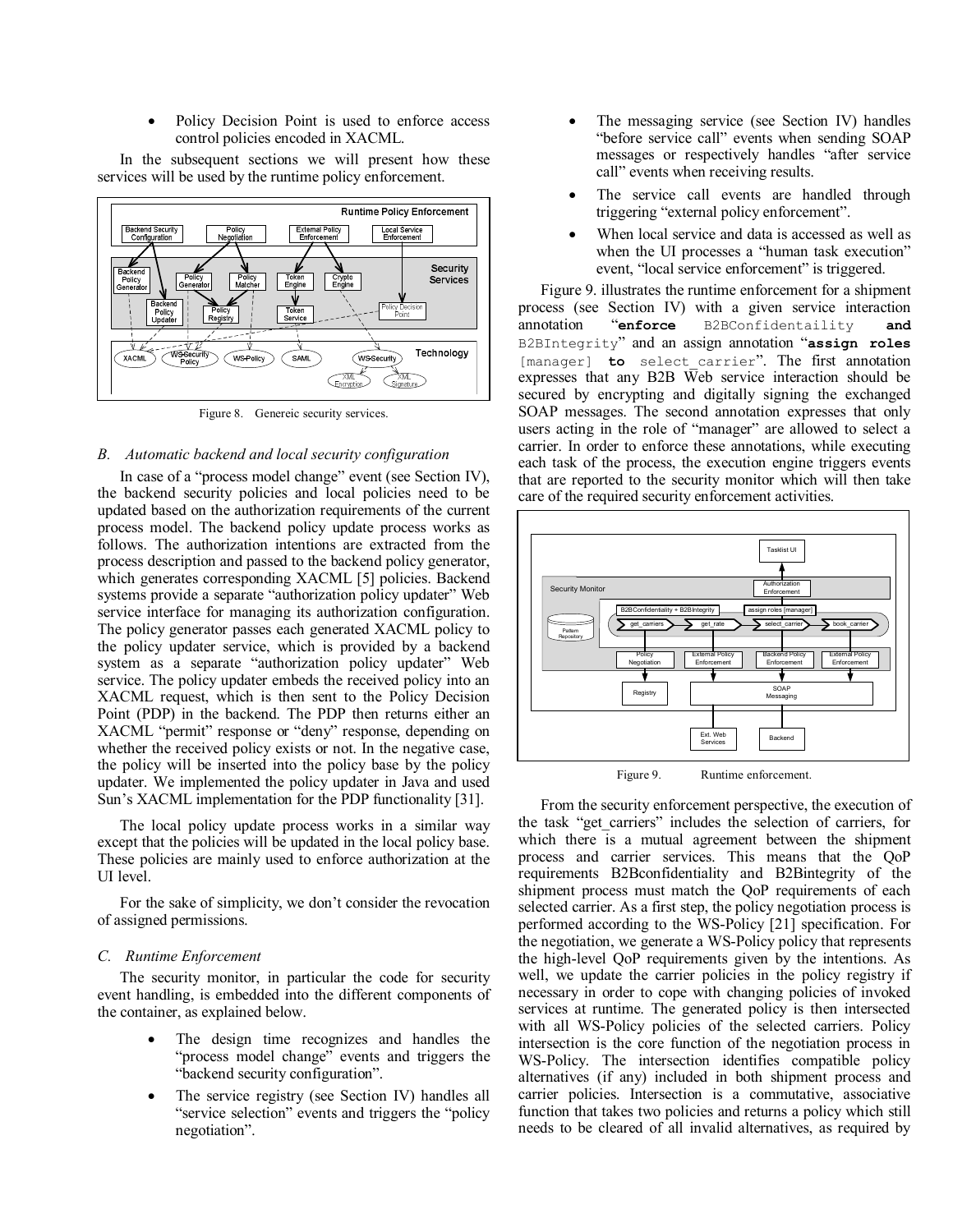- Policy Decision Point is used to enforce access control policies encoded in XACML.

In the subsequent sections we will present how these services will be used by the runtime policy enforcement.

Figure 8. Genereic security services.

## B. Automatic backend and local security configuration

In case of a "process model change" event (see Section IV), the backend security policies and local policies need to be updated based on the authorization requirements of the current process model. The backend policy update process works as follows. The authorization intentions are extracted from the process description and passed to the backend policy generator, which generates corresponding XACML [5] policies. Backend systems provide a separate "authorization policy updater" Web service interface for managing its authorization configuration. The policy generator passes each generated XACML policy to the policy updater service, which is provided by a backend system as a separate "authorization policy updater" Web service. The policy updater embeds the received policy into an XACML request, which is then sent to the Policy Decision Point (PDP) in the backend. The PDP then returns either an XACML "permit" response or "deny" response, depending on whether the received policy exists or not. In the negative case, the policy will be inserted into the policy base by the policy updater. We implemented the policy updater in Java and used Sun's XACML implementation for the PDP functionality [31].

The local policy update process works in a similar way except that the policies will be updated in the local policy base. These policies are mainly used to enforce authorization at the UI level.

For the sake of simplicity, we don't consider the revocation of assigned permissions.

## C. Runtime Enforcement

The security monitor, in particular the code for security event handling, is embedded into the different components of the container, as explained below.

- The design time recognizes and handles the "process model change" events and triggers the "backend security configuration".
- The service registry (see Section IV) handles all "service selection" events and triggers the "policy negotiation".
- The messaging service (see Section IV) handles "before service call" events when sending SOAP messages or respectively handles "after service call" events when receiving results.
- The service call events are handled through triggering "external policy enforcement".
- When local service and data is accessed as well as when the UI processes a "human task execution" event, "local service enforcement" is triggered.

Figure 9. illustrates the runtime enforcement for a shipment process (see Section IV) with a given service interaction annotation "**enforce** `B2BConfidentiality` **and** `B2BIntegrity`" and an assign annotation "**assign roles** `[manager]` **to** `select_carrier`". The first annotation expresses that any B2B Web service interaction should be secured by encrypting and digitally signing the exchanged SOAP messages. The second annotation expresses that only users acting in the role of "manager" are allowed to select a carrier. In order to enforce these annotations, while executing each task of the process, the execution engine triggers events that are reported to the security monitor which will then take care of the required security enforcement activities.

Figure 9. Runtime enforcement.

From the security enforcement perspective, the execution of the task "get_carriers" includes the selection of carriers, for which there is a mutual agreement between the shipment process and carrier services. This means that the QoP requirements B2Bconfidentiality and B2Bintegrity of the shipment process must match the QoP requirements of each selected carrier. As a first step, the policy negotiation process is performed according to the WS-Policy [21] specification. For the negotiation, we generate a WS-Policy policy that represents the high-level QoP requirements given by the intentions. As well, we update the carrier policies in the policy registry if necessary in order to cope with changing policies of invoked services at runtime. The generated policy is then intersected with all WS-Policy policies of the selected carriers. Policy intersection is the core function of the negotiation process in WS-Policy. The intersection identifies compatible policy alternatives (if any) included in both shipment process and carrier policies. Intersection is a commutative, associative function that takes two policies and returns a policy which still needs to be cleared of all invalid alternatives, as required by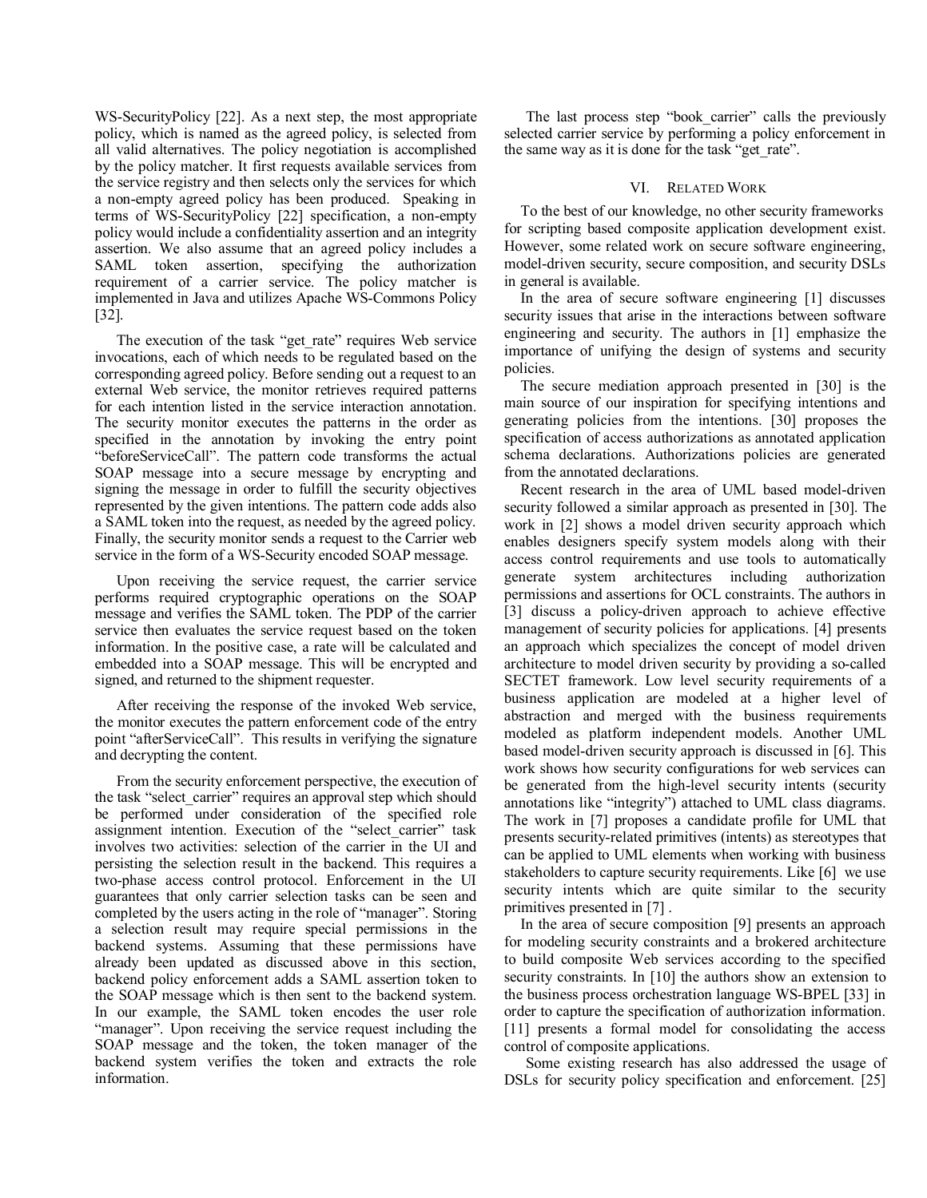WS-SecurityPolicy [22]. As a next step, the most appropriate policy, which is named as the agreed policy, is selected from all valid alternatives. The policy negotiation is accomplished by the policy matcher. It first requests available services from the service registry and then selects only the services for which a non-empty agreed policy has been produced. Speaking in terms of WS-SecurityPolicy [22] specification, a non-empty policy would include a confidentiality assertion and an integrity assertion. We also assume that an agreed policy includes a SAML token assertion, specifying the authorization requirement of a carrier service. The policy matcher is implemented in Java and utilizes Apache WS-Commons Policy [32].

The execution of the task "get_rate" requires Web service invocations, each of which needs to be regulated based on the corresponding agreed policy. Before sending out a request to an external Web service, the monitor retrieves required patterns for each intention listed in the service interaction annotation. The security monitor executes the patterns in the order as specified in the annotation by invoking the entry point "beforeServiceCall". The pattern code transforms the actual SOAP message into a secure message by encrypting and signing the message in order to fulfill the security objectives represented by the given intentions. The pattern code adds also a SAML token into the request, as needed by the agreed policy. Finally, the security monitor sends a request to the Carrier web service in the form of a WS-Security encoded SOAP message.

Upon receiving the service request, the carrier service performs required cryptographic operations on the SOAP message and verifies the SAML token. The PDP of the carrier service then evaluates the service request based on the token information. In the positive case, a rate will be calculated and embedded into a SOAP message. This will be encrypted and signed, and returned to the shipment requester.

After receiving the response of the invoked Web service, the monitor executes the pattern enforcement code of the entry point "afterServiceCall". This results in verifying the signature and decrypting the content.

From the security enforcement perspective, the execution of the task "select_carrier" requires an approval step which should be performed under consideration of the specified role assignment intention. Execution of the "select_carrier" task involves two activities: selection of the carrier in the UI and persisting the selection result in the backend. This requires a two-phase access control protocol. Enforcement in the UI guarantees that only carrier selection tasks can be seen and completed by the users acting in the role of "manager". Storing a selection result may require special permissions in the backend systems. Assuming that these permissions have already been updated as discussed above in this section, backend policy enforcement adds a SAML assertion token to the SOAP message which is then sent to the backend system. In our example, the SAML token encodes the user role "manager". Upon receiving the service request including the SOAP message and the token, the token manager of the backend system verifies the token and extracts the role information.

The last process step "book_carrier" calls the previously selected carrier service by performing a policy enforcement in the same way as it is done for the task "get_rate".

## VI. Related Work

To the best of our knowledge, no other security frameworks for scripting based composite application development exist. However, some related work on secure software engineering, model-driven security, secure composition, and security DSLs in general is available.

In the area of secure software engineering [1] discusses security issues that arise in the interactions between software engineering and security. The authors in [1] emphasize the importance of unifying the design of systems and security policies.

The secure mediation approach presented in [30] is the main source of our inspiration for specifying intentions and generating policies from the intentions. [30] proposes the specification of access authorizations as annotated application schema declarations. Authorizations policies are generated from the annotated declarations.

Recent research in the area of UML based model-driven security followed a similar approach as presented in [30]. The work in [2] shows a model driven security approach which enables designers specify system models along with their access control requirements and use tools to automatically generate system architectures including authorization permissions and assertions for OCL constraints. The authors in [3] discuss a policy-driven approach to achieve effective management of security policies for applications. [4] presents an approach which specializes the concept of model driven architecture to model driven security by providing a so-called SECTET framework. Low level security requirements of a business application are modeled at a higher level of abstraction and merged with the business requirements modeled as platform independent models. Another UML based model-driven security approach is discussed in [6]. This work shows how security configurations for web services can be generated from the high-level security intents (security annotations like "integrity") attached to UML class diagrams. The work in [7] proposes a candidate profile for UML that presents security-related primitives (intents) as stereotypes that can be applied to UML elements when working with business stakeholders to capture security requirements. Like [6] we use security intents which are quite similar to the security primitives presented in [7] .

In the area of secure composition [9] presents an approach for modeling security constraints and a brokered architecture to build composite Web services according to the specified security constraints. In [10] the authors show an extension to the business process orchestration language WS-BPEL [33] in order to capture the specification of authorization information. [11] presents a formal model for consolidating the access control of composite applications.

Some existing research has also addressed the usage of DSLs for security policy specification and enforcement. [25]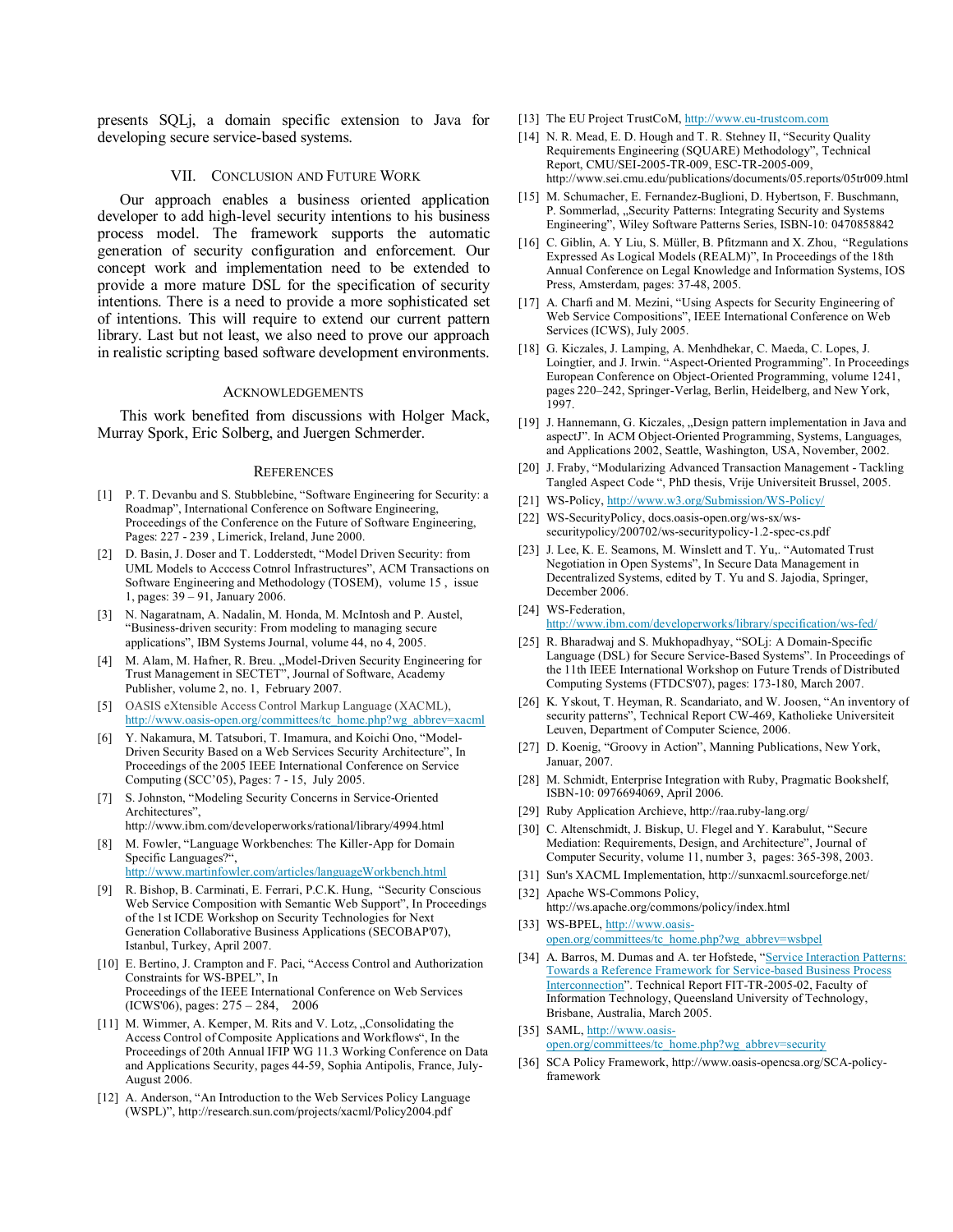presents SQLj, a domain specific extension to Java for developing secure service-based systems.

## VII. Conclusion and Future Work

Our approach enables a business oriented application developer to add high-level security intentions to his business process model. The framework supports the automatic generation of security configuration and enforcement. Our concept work and implementation need to be extended to provide a more mature DSL for the specification of security intentions. There is a need to provide a more sophisticated set of intentions. This will require to extend our current pattern library. Last but not least, we also need to prove our approach in realistic scripting based software development environments.

## Acknowledgements

This work benefited from discussions with Holger Mack, Murray Spork, Eric Solberg, and Juergen Schmerder.

## References

[1] P. T. Devanbu and S. Stubblebine, “Software Engineering for Security: a Roadmap”, International Conference on Software Engineering, Proceedings of the Conference on the Future of Software Engineering, Pages: 227 - 239 , Limerick, Ireland, June 2000.

[2] D. Basin, J. Doser and T. Lodderstedt, “Model Driven Security: from UML Models to Acccess Cotnrol Infrastructures”, ACM Transactions on Software Engineering and Methodology (TOSEM), volume 15 , issue 1, pages: 39 – 91, January 2006.

[3] N. Nagaratnam, A. Nadalin, M. Honda, M. McIntosh and P. Austel, “Business-driven security: From modeling to managing secure applications”, IBM Systems Journal, volume 44, no 4, 2005.

[4] M. Alam, M. Hafner, R. Breu. „Model-Driven Security Engineering for Trust Management in SECTET“, Journal of Software, Academy Publisher, volume 2, no. 1, February 2007.

[5] OASIS eXtensible Access Control Markup Language (XACML), http://www.oasis-open.org/committees/tc_home.php?wg_abbrev=xacml

[6] Y. Nakamura, M. Tatsubori, T. Imamura, and Koichi Ono, “Model-Driven Security Based on a Web Services Security Architecture”, In Proceedings of the 2005 IEEE International Conference on Service Computing (SCC’05), Pages: 7 - 15, July 2005.

[7] S. Johnston, “Modeling Security Concerns in Service-Oriented Architectures”, http://www.ibm.com/developerworks/rational/library/4994.html

[8] M. Fowler, “Language Workbenches: The Killer-App for Domain Specific Languages?“, http://www.martinfowler.com/articles/languageWorkbench.html

[9] R. Bishop, B. Carminati, E. Ferrari, P.C.K. Hung, “Security Conscious Web Service Composition with Semantic Web Support”, In Proceedings of the 1st ICDE Workshop on Security Technologies for Next Generation Collaborative Business Applications (SECOBAP'07), Istanbul, Turkey, April 2007.

[10] E. Bertino, J. Crampton and F. Paci, “Access Control and Authorization Constraints for WS-BPEL”, In Proceedings of the IEEE International Conference on Web Services (ICWS'06), pages: 275 – 284, 2006

[11] M. Wimmer, A. Kemper, M. Rits and V. Lotz, „Consolidating the Access Control of Composite Applications and Workflows“, In the Proceedings of 20th Annual IFIP WG 11.3 Working Conference on Data and Applications Security, pages 44-59, Sophia Antipolis, France, July-August 2006.

[12] A. Anderson, “An Introduction to the Web Services Policy Language (WSPL)”, http://research.sun.com/projects/xacml/Policy2004.pdf

[13] The EU Project TrustCoM, http://www.eu-trustcom.com

[14] N. R. Mead, E. D. Hough and T. R. Stehney II, “Security Quality Requirements Engineering (SQUARE) Methodology”, Technical Report, CMU/SEI-2005-TR-009, ESC-TR-2005-009, http://www.sei.cmu.edu/publications/documents/05.reports/05tr009.html

[15] M. Schumacher, E. Fernandez-Buglioni, D. Hybertson, F. Buschmann, P. Sommerlad, „Security Patterns: Integrating Security and Systems Engineering“, Wiley Software Patterns Series, ISBN-10: 0470858842

[16] C. Giblin, A. Y Liu, S. Müller, B. Pfitzmann and X. Zhou, “Regulations Expressed As Logical Models (REALM)”, In Proceedings of the 18th Annual Conference on Legal Knowledge and Information Systems, IOS Press, Amsterdam, pages: 37-48, 2005.

[17] A. Charfi and M. Mezini, “Using Aspects for Security Engineering of Web Service Compositions”, IEEE International Conference on Web Services (ICWS), July 2005.

[18] G. Kiczales, J. Lamping, A. Menhdhekar, C. Maeda, C. Lopes, J. Loingtier, and J. Irwin. “Aspect-Oriented Programming”. In Proceedings European Conference on Object-Oriented Programming, volume 1241, pages 220–242, Springer-Verlag, Berlin, Heidelberg, and New York, 1997.

[19] J. Hannemann, G. Kiczales, „Design pattern implementation in Java and aspectJ”. In ACM Object-Oriented Programming, Systems, Languages, and Applications 2002, Seattle, Washington, USA, November, 2002.

[20] J. Fraby, “Modularizing Advanced Transaction Management - Tackling Tangled Aspect Code “, PhD thesis, Vrije Universiteit Brussel, 2005.

[21] WS-Policy, http://www.w3.org/Submission/WS-Policy/

[22] WS-SecurityPolicy, docs.oasis-open.org/ws-sx/ws-securitypolicy/200702/ws-securitypolicy-1.2-spec-cs.pdf

[23] J. Lee, K. E. Seamons, M. Winslett and T. Yu,. “Automated Trust Negotiation in Open Systems”, In Secure Data Management in Decentralized Systems, edited by T. Yu and S. Jajodia, Springer, December 2006.

[24] WS-Federation, http://www.ibm.com/developerworks/library/specification/ws-fed/

[25] R. Bharadwaj and S. Mukhopadhyay, “SOLj: A Domain-Specific Language (DSL) for Secure Service-Based Systems”. In Proceedings of the 11th IEEE International Workshop on Future Trends of Distributed Computing Systems (FTDCS'07), pages: 173-180, March 2007.

[26] K. Yskout, T. Heyman, R. Scandariato, and W. Joosen, “An inventory of security patterns”, Technical Report CW-469, Katholieke Universiteit Leuven, Department of Computer Science, 2006.

[27] D. Koenig, “Groovy in Action”, Manning Publications, New York, Januar, 2007.

[28] M. Schmidt, Enterprise Integration with Ruby, Pragmatic Bookshelf, ISBN-10: 0976694069, April 2006.

[29] Ruby Application Archieve, http://raa.ruby-lang.org/

[30] C. Altenschmidt, J. Biskup, U. Flegel and Y. Karabulut, “Secure Mediation: Requirements, Design, and Architecture”, Journal of Computer Security, volume 11, number 3, pages: 365-398, 2003.

[31] Sun's XACML Implementation, http://sunxacml.sourceforge.net/

[32] Apache WS-Commons Policy, http://ws.apache.org/commons/policy/index.html

[33] WS-BPEL, http://www.oasis-open.org/committees/tc_home.php?wg_abbrev=wsbpel

[34] A. Barros, M. Dumas and A. ter Hofstede, “Service Interaction Patterns: Towards a Reference Framework for Service-based Business Process Interconnection”. Technical Report FIT-TR-2005-02, Faculty of Information Technology, Queensland University of Technology, Brisbane, Australia, March 2005.

[35] SAML, http://www.oasis-open.org/committees/tc_home.php?wg_abbrev=security

[36] SCA Policy Framework, http://www.oasis-opencsa.org/SCA-policy-framework